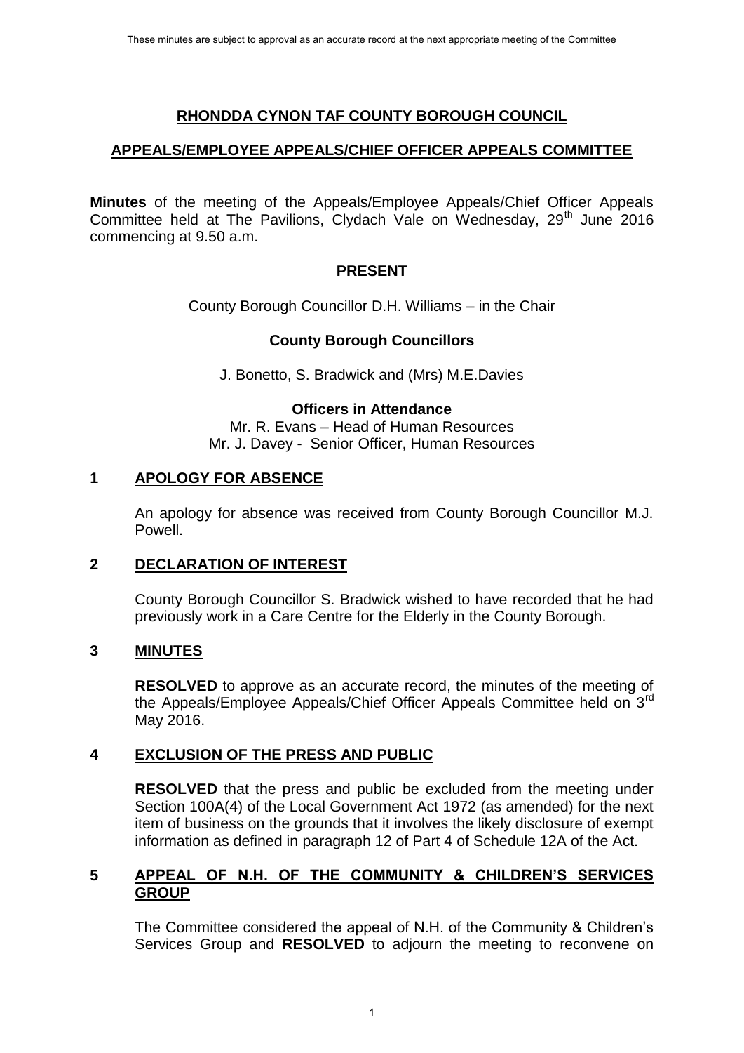These minutes are subject to approval as an accurate record at the next appropriate meeting of the Committee

# RHONDDA CYNON TAF COUNTY BOROUGH COUNCIL

## APPEALS/EMPLOYEE APPEALS/CHIEF OFFICER APPEALS COMMITTEE

**Minutes** of the meeting of the Appeals/Employee Appeals/Chief Officer Appeals Committee held at The Pavilions, Clydach Vale on Wednesday, 29th June 2016 commencing at 9.50 a.m.

### PRESENT

County Borough Councillor D.H. Williams – in the Chair

**County Borough Councillors**

J. Bonetto, S. Bradwick and (Mrs) M.E.Davies

**Officers in Attendance**

Mr. R. Evans – Head of Human Resources
Mr. J. Davey - Senior Officer, Human Resources

### 1 APOLOGY FOR ABSENCE

An apology for absence was received from County Borough Councillor M.J. Powell.

### 2 DECLARATION OF INTEREST

County Borough Councillor S. Bradwick wished to have recorded that he had previously work in a Care Centre for the Elderly in the County Borough.

### 3 MINUTES

**RESOLVED** to approve as an accurate record, the minutes of the meeting of the Appeals/Employee Appeals/Chief Officer Appeals Committee held on 3rd May 2016.

### 4 EXCLUSION OF THE PRESS AND PUBLIC

**RESOLVED** that the press and public be excluded from the meeting under Section 100A(4) of the Local Government Act 1972 (as amended) for the next item of business on the grounds that it involves the likely disclosure of exempt information as defined in paragraph 12 of Part 4 of Schedule 12A of the Act.

### 5 APPEAL OF N.H. OF THE COMMUNITY & CHILDREN'S SERVICES GROUP

The Committee considered the appeal of N.H. of the Community & Children's Services Group and **RESOLVED** to adjourn the meeting to reconvene on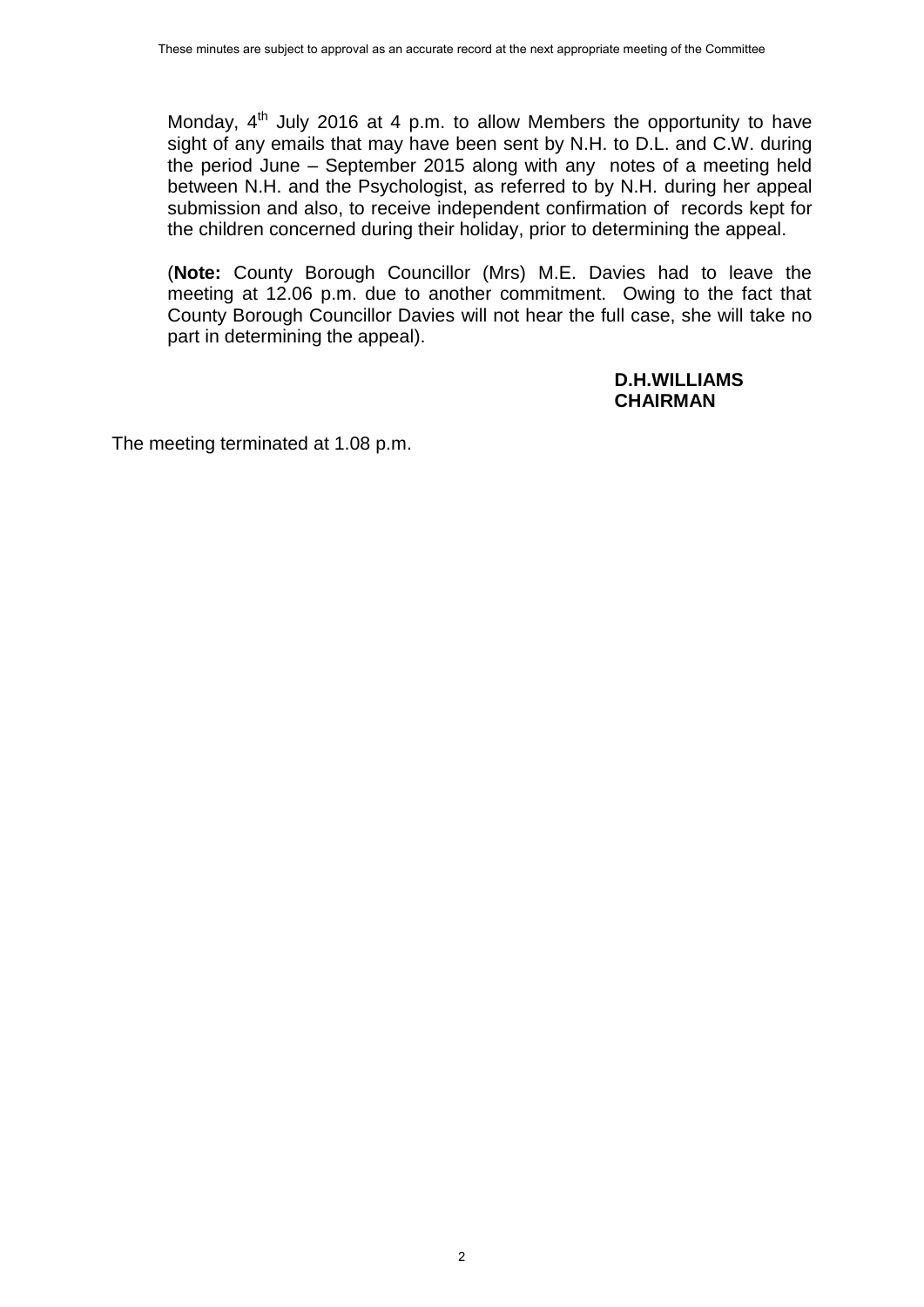Monday, 4th July 2016 at 4 p.m. to allow Members the opportunity to have sight of any emails that may have been sent by N.H. to D.L. and C.W. during the period June – September 2015 along with any notes of a meeting held between N.H. and the Psychologist, as referred to by N.H. during her appeal submission and also, to receive independent confirmation of records kept for the children concerned during their holiday, prior to determining the appeal.

(**Note:** County Borough Councillor (Mrs) M.E. Davies had to leave the meeting at 12.06 p.m. due to another commitment. Owing to the fact that County Borough Councillor Davies will not hear the full case, she will take no part in determining the appeal).

**D.H.WILLIAMS**
**CHAIRMAN**

The meeting terminated at 1.08 p.m.